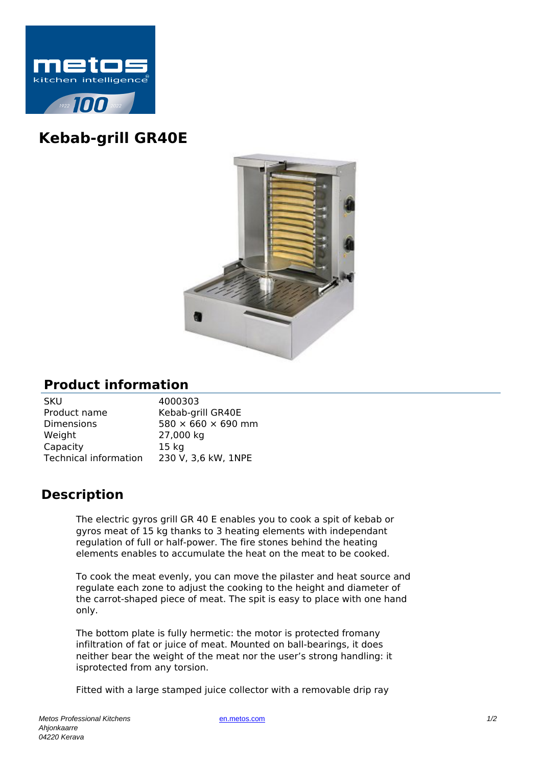# Kebab-grill GR40E

## Product information

| | |
|---|---|
| SKU | 4000303 |
| Product name | Kebab-grill GR40E |
| Dimensions | 580 × 660 × 690 mm |
| Weight | 27,000 kg |
| Capacity | 15 kg |
| Technical information | 230 V, 3,6 kW, 1NPE |

## Description

The electric gyros grill GR 40 E enables you to cook a spit of kebab or gyros meat of 15 kg thanks to 3 heating elements with independant regulation of full or half-power. The fire stones behind the heating elements enables to accumulate the heat on the meat to be cooked.

To cook the meat evenly, you can move the pilaster and heat source and regulate each zone to adjust the cooking to the height and diameter of the carrot-shaped piece of meat. The spit is easy to place with one hand only.

The bottom plate is fully hermetic: the motor is protected fromany infiltration of fat or juice of meat. Mounted on ball-bearings, it does neither bear the weight of the meat nor the user's strong handling: it isprotected from any torsion.

Fitted with a large stamped juice collector with a removable drip ray

*Metos Professional Kitchens*
*Ahjonkaarre*
*04220 Kerava*

en.metos.com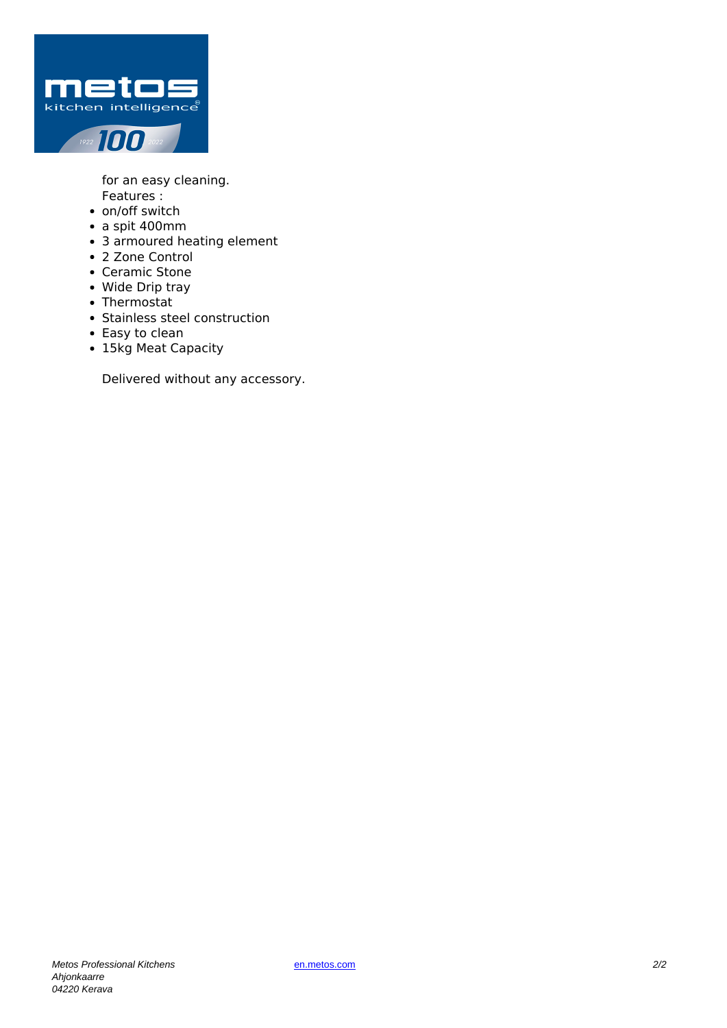for an easy cleaning.
Features :

- on/off switch
- a spit 400mm
- 3 armoured heating element
- 2 Zone Control
- Ceramic Stone
- Wide Drip tray
- Thermostat
- Stainless steel construction
- Easy to clean
- 15kg Meat Capacity

Delivered without any accessory.